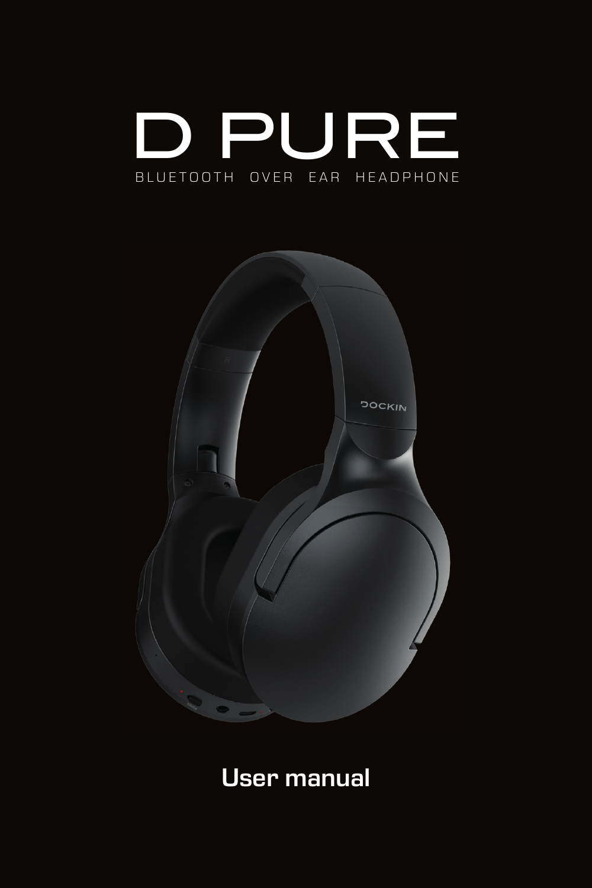# D PURE

BLUETOOTH OVER EAR HEADPHONE

User manual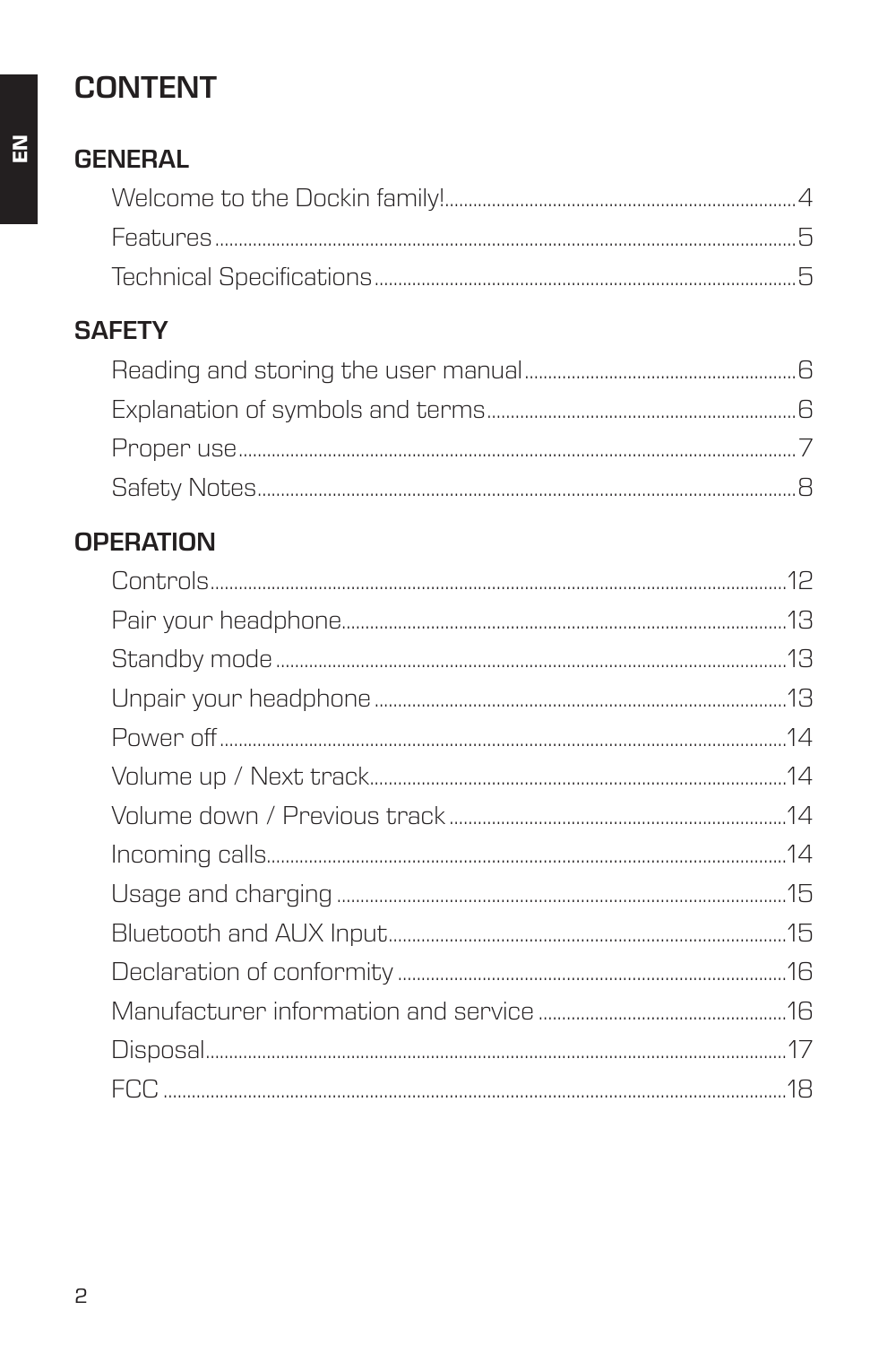# CONTENT

## GENERAL

- Welcome to the Dockin family! ........ 4
- Features ........ 5
- Technical Specifications ........ 5

## SAFETY

- Reading and storing the user manual ........ 6
- Explanation of symbols and terms ........ 6
- Proper use ........ 7
- Safety Notes ........ 8

## OPERATION

- Controls ........ 12
- Pair your headphone ........ 13
- Standby mode ........ 13
- Unpair your headphone ........ 13
- Power off ........ 14
- Volume up / Next track ........ 14
- Volume down / Previous track ........ 14
- Incoming calls ........ 14
- Usage and charging ........ 15
- Bluetooth and AUX Input ........ 15
- Declaration of conformity ........ 16
- Manufacturer information and service ........ 16
- Disposal ........ 17
- FCC ........ 18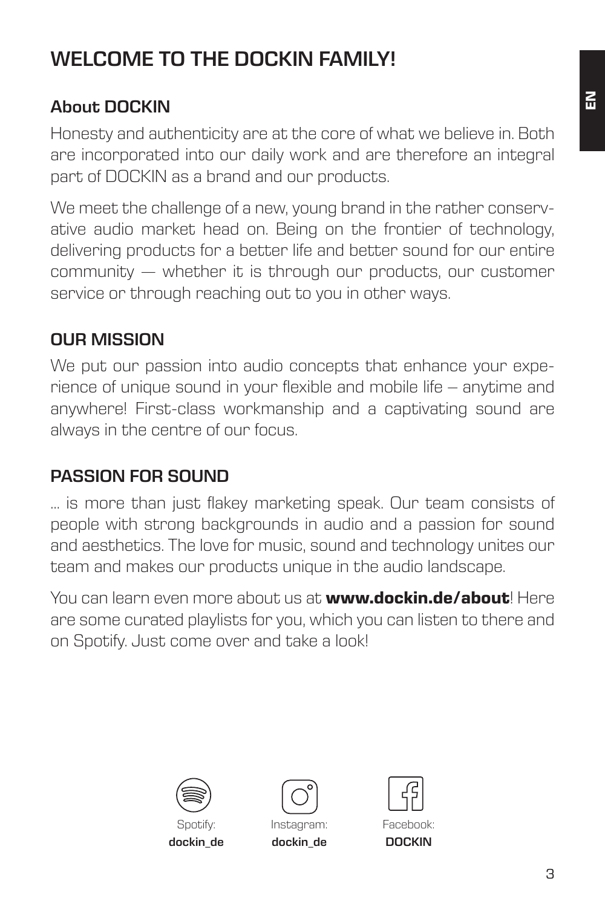# WELCOME TO THE DOCKIN FAMILY!

## About DOCKIN

Honesty and authenticity are at the core of what we believe in. Both are incorporated into our daily work and are therefore an integral part of DOCKIN as a brand and our products.

We meet the challenge of a new, young brand in the rather conservative audio market head on. Being on the frontier of technology, delivering products for a better life and better sound for our entire community — whether it is through our products, our customer service or through reaching out to you in other ways.

## OUR MISSION

We put our passion into audio concepts that enhance your experience of unique sound in your flexible and mobile life – anytime and anywhere! First-class workmanship and a captivating sound are always in the centre of our focus.

## PASSION FOR SOUND

... is more than just flakey marketing speak. Our team consists of people with strong backgrounds in audio and a passion for sound and aesthetics. The love for music, sound and technology unites our team and makes our products unique in the audio landscape.

You can learn even more about us at **www.dockin.de/about**! Here are some curated playlists for you, which you can listen to there and on Spotify. Just come over and take a look!

Spotify: **dockin_de**

Instagram: **dockin_de**

Facebook: **DOCKIN**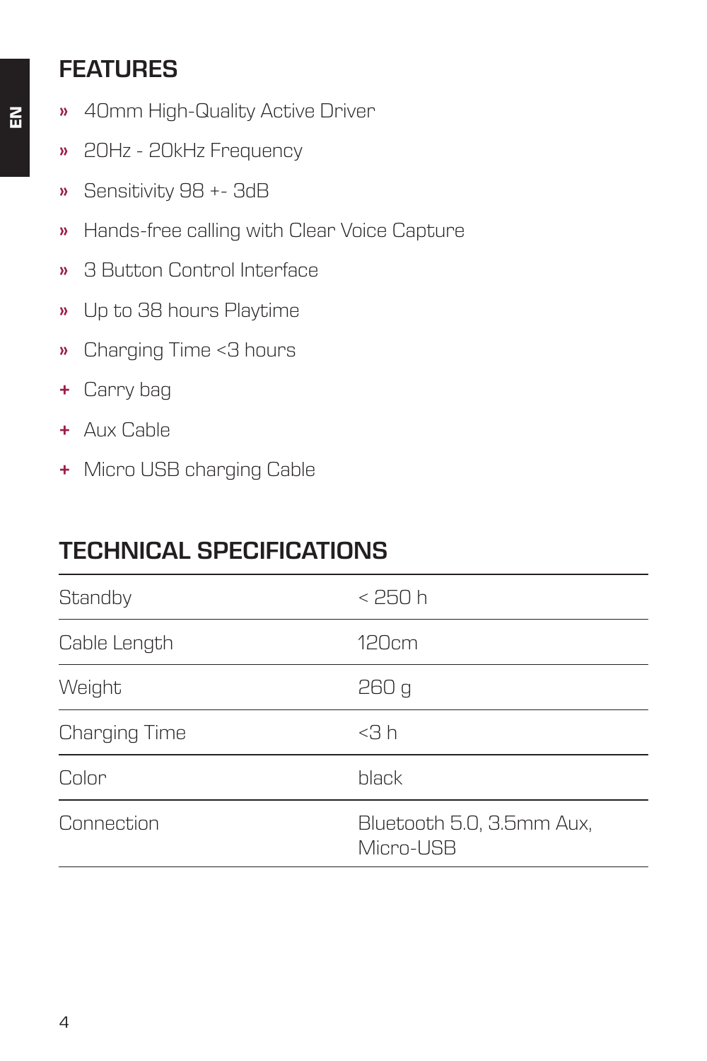## FEATURES

- » 40mm High-Quality Active Driver
- » 20Hz - 20kHz Frequency
- » Sensitivity 98 +- 3dB
- » Hands-free calling with Clear Voice Capture
- » 3 Button Control Interface
- » Up to 38 hours Playtime
- » Charging Time <3 hours
- + Carry bag
- + Aux Cable
- + Micro USB charging Cable

## TECHNICAL SPECIFICATIONS

| | |
|---|---|
| Standby | < 250 h |
| Cable Length | 120cm |
| Weight | 260 g |
| Charging Time | <3 h |
| Color | black |
| Connection | Bluetooth 5.0, 3.5mm Aux, Micro-USB |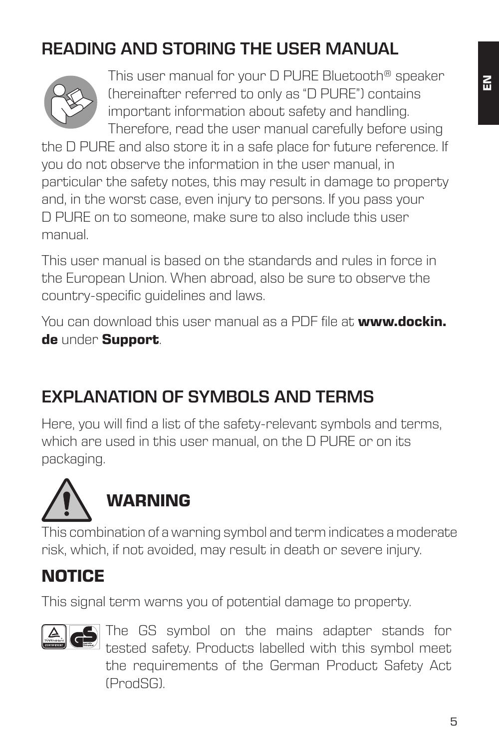## READING AND STORING THE USER MANUAL

This user manual for your D PURE Bluetooth® speaker (hereinafter referred to only as "D PURE") contains important information about safety and handling. Therefore, read the user manual carefully before using the D PURE and also store it in a safe place for future reference. If you do not observe the information in the user manual, in particular the safety notes, this may result in damage to property and, in the worst case, even injury to persons. If you pass your D PURE on to someone, make sure to also include this user manual.

This user manual is based on the standards and rules in force in the European Union. When abroad, also be sure to observe the country-specific guidelines and laws.

You can download this user manual as a PDF file at **www.dockin.de** under **Support**.

## EXPLANATION OF SYMBOLS AND TERMS

Here, you will find a list of the safety-relevant symbols and terms, which are used in this user manual, on the D PURE or on its packaging.

### WARNING

This combination of a warning symbol and term indicates a moderate risk, which, if not avoided, may result in death or severe injury.

### NOTICE

This signal term warns you of potential damage to property.

The GS symbol on the mains adapter stands for tested safety. Products labelled with this symbol meet the requirements of the German Product Safety Act (ProdSG).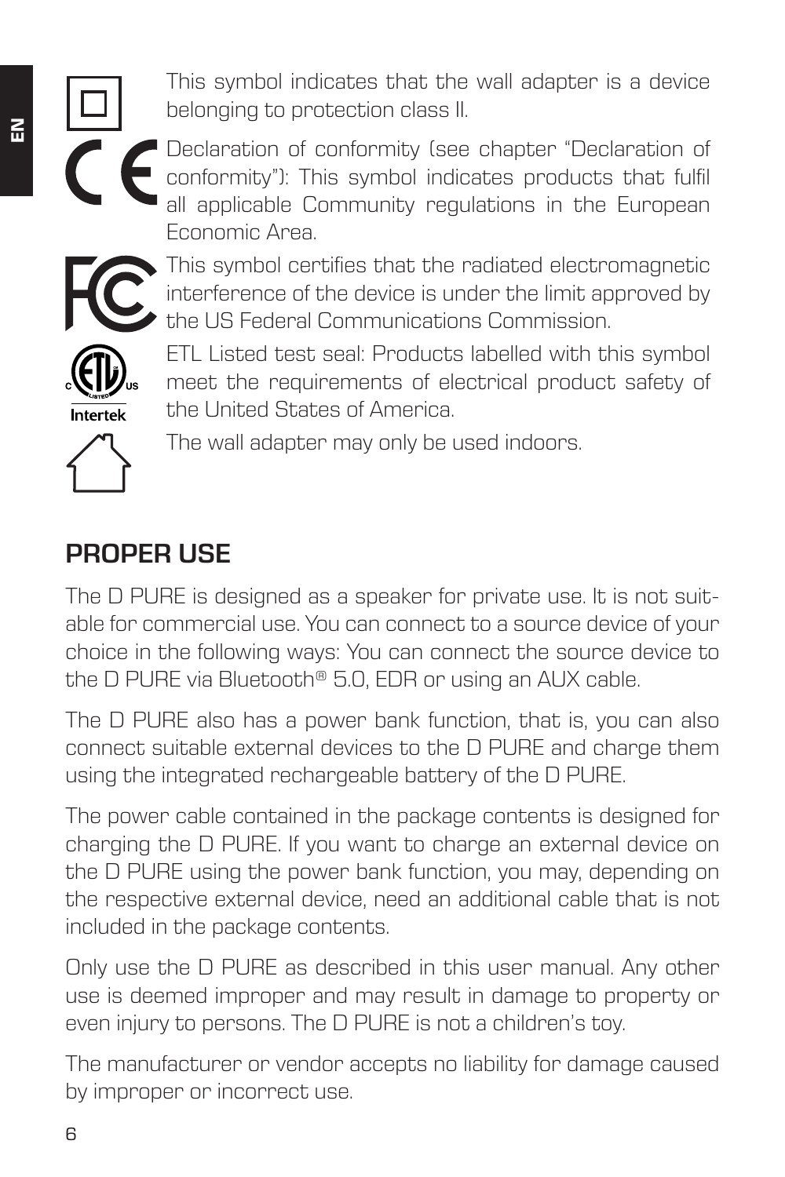This symbol indicates that the wall adapter is a device belonging to protection class II.

Declaration of conformity (see chapter "Declaration of conformity"): This symbol indicates products that fulfil all applicable Community regulations in the European Economic Area.

This symbol certifies that the radiated electromagnetic interference of the device is under the limit approved by the US Federal Communications Commission.

ETL Listed test seal: Products labelled with this symbol meet the requirements of electrical product safety of the United States of America.

The wall adapter may only be used indoors.

## PROPER USE

The D PURE is designed as a speaker for private use. It is not suitable for commercial use. You can connect to a source device of your choice in the following ways: You can connect the source device to the D PURE via Bluetooth® 5.0, EDR or using an AUX cable.

The D PURE also has a power bank function, that is, you can also connect suitable external devices to the D PURE and charge them using the integrated rechargeable battery of the D PURE.

The power cable contained in the package contents is designed for charging the D PURE. If you want to charge an external device on the D PURE using the power bank function, you may, depending on the respective external device, need an additional cable that is not included in the package contents.

Only use the D PURE as described in this user manual. Any other use is deemed improper and may result in damage to property or even injury to persons. The D PURE is not a children's toy.

The manufacturer or vendor accepts no liability for damage caused by improper or incorrect use.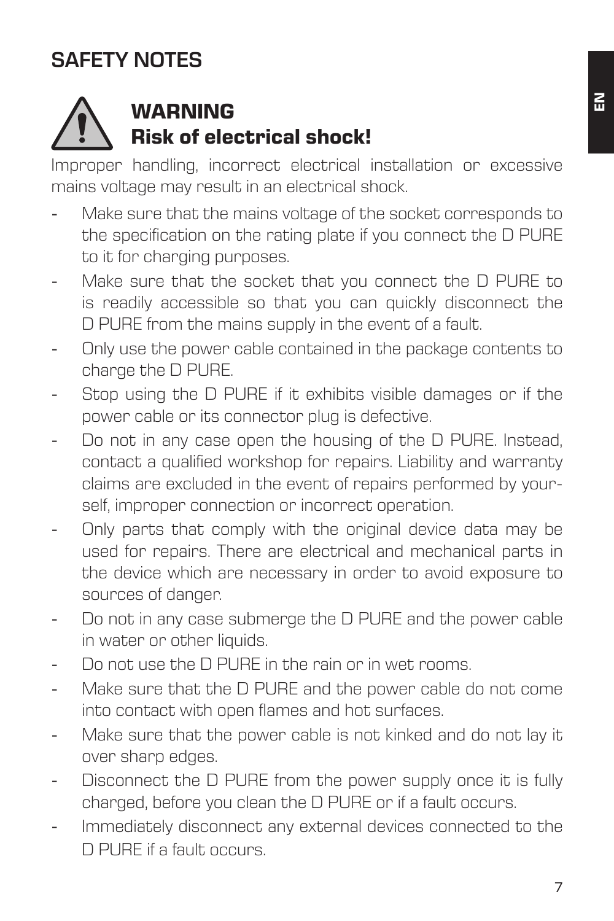# SAFETY NOTES

## WARNING
## Risk of electrical shock!

Improper handling, incorrect electrical installation or excessive mains voltage may result in an electrical shock.

- Make sure that the mains voltage of the socket corresponds to the specification on the rating plate if you connect the D PURE to it for charging purposes.
- Make sure that the socket that you connect the D PURE to is readily accessible so that you can quickly disconnect the D PURE from the mains supply in the event of a fault.
- Only use the power cable contained in the package contents to charge the D PURE.
- Stop using the D PURE if it exhibits visible damages or if the power cable or its connector plug is defective.
- Do not in any case open the housing of the D PURE. Instead, contact a qualified workshop for repairs. Liability and warranty claims are excluded in the event of repairs performed by yourself, improper connection or incorrect operation.
- Only parts that comply with the original device data may be used for repairs. There are electrical and mechanical parts in the device which are necessary in order to avoid exposure to sources of danger.
- Do not in any case submerge the D PURE and the power cable in water or other liquids.
- Do not use the D PURE in the rain or in wet rooms.
- Make sure that the D PURE and the power cable do not come into contact with open flames and hot surfaces.
- Make sure that the power cable is not kinked and do not lay it over sharp edges.
- Disconnect the D PURE from the power supply once it is fully charged, before you clean the D PURE or if a fault occurs.
- Immediately disconnect any external devices connected to the D PURE if a fault occurs.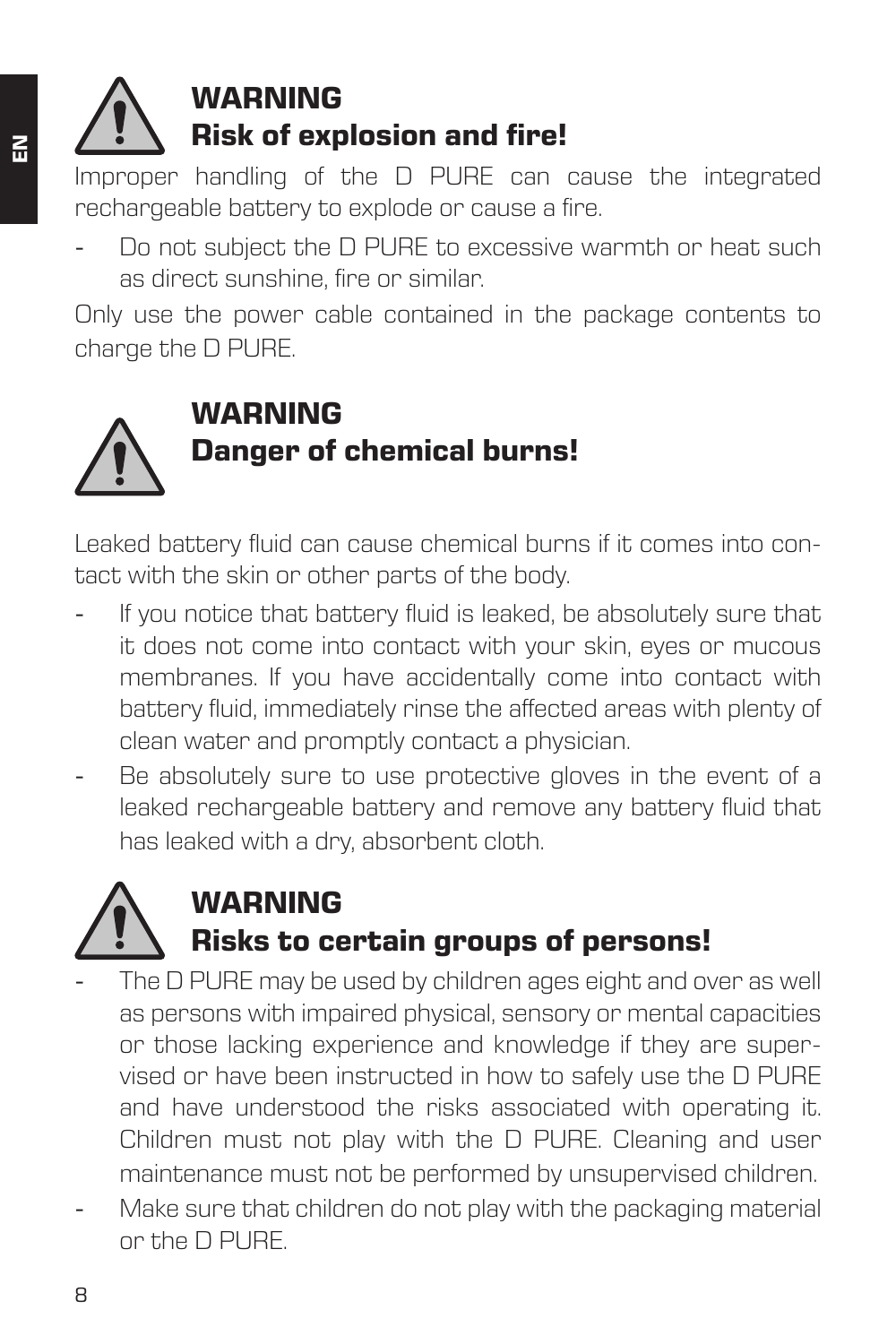## WARNING
## Risk of explosion and fire!

Improper handling of the D PURE can cause the integrated rechargeable battery to explode or cause a fire.

- Do not subject the D PURE to excessive warmth or heat such as direct sunshine, fire or similar.

Only use the power cable contained in the package contents to charge the D PURE.

## WARNING
## Danger of chemical burns!

Leaked battery fluid can cause chemical burns if it comes into contact with the skin or other parts of the body.

- If you notice that battery fluid is leaked, be absolutely sure that it does not come into contact with your skin, eyes or mucous membranes. If you have accidentally come into contact with battery fluid, immediately rinse the affected areas with plenty of clean water and promptly contact a physician.
- Be absolutely sure to use protective gloves in the event of a leaked rechargeable battery and remove any battery fluid that has leaked with a dry, absorbent cloth.

## WARNING
## Risks to certain groups of persons!

- The D PURE may be used by children ages eight and over as well as persons with impaired physical, sensory or mental capacities or those lacking experience and knowledge if they are supervised or have been instructed in how to safely use the D PURE and have understood the risks associated with operating it. Children must not play with the D PURE. Cleaning and user maintenance must not be performed by unsupervised children.
- Make sure that children do not play with the packaging material or the D PURE.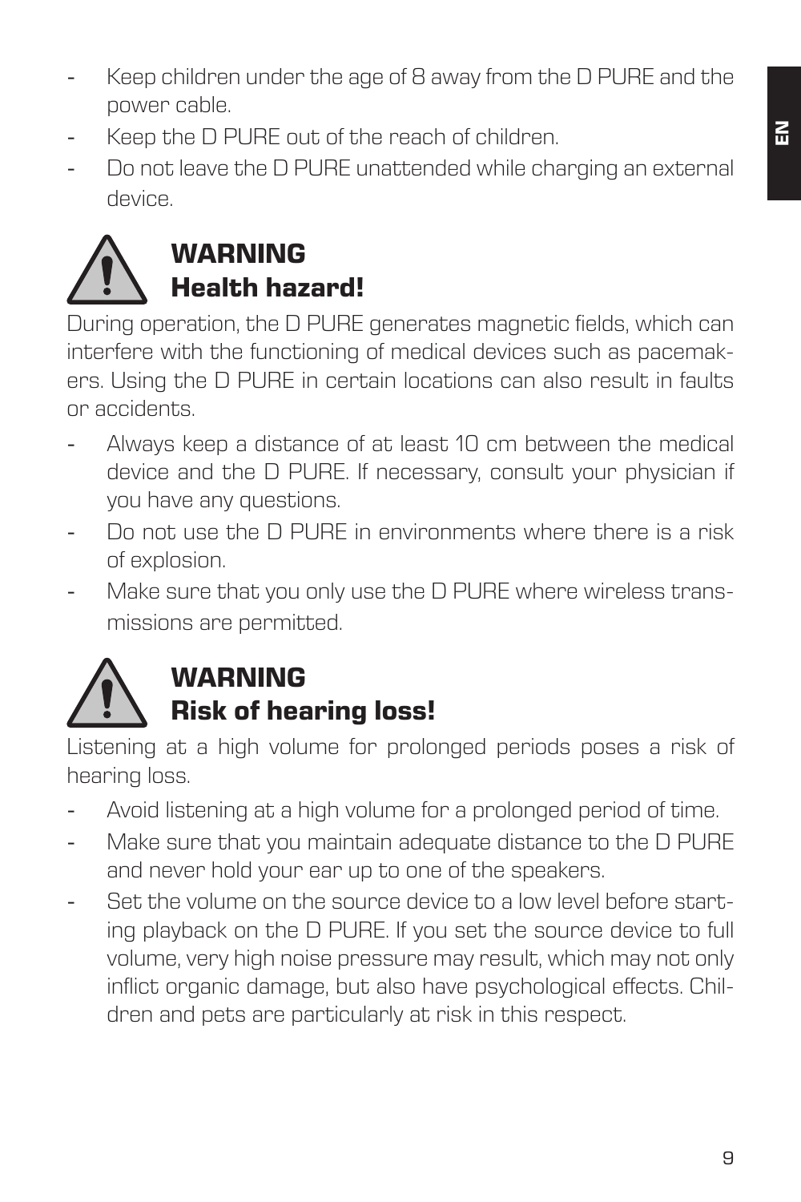- Keep children under the age of 8 away from the D PURE and the power cable.
- Keep the D PURE out of the reach of children.
- Do not leave the D PURE unattended while charging an external device.

## WARNING
## Health hazard!

During operation, the D PURE generates magnetic fields, which can interfere with the functioning of medical devices such as pacemakers. Using the D PURE in certain locations can also result in faults or accidents.

- Always keep a distance of at least 10 cm between the medical device and the D PURE. If necessary, consult your physician if you have any questions.
- Do not use the D PURE in environments where there is a risk of explosion.
- Make sure that you only use the D PURE where wireless transmissions are permitted.

## WARNING
## Risk of hearing loss!

Listening at a high volume for prolonged periods poses a risk of hearing loss.

- Avoid listening at a high volume for a prolonged period of time.
- Make sure that you maintain adequate distance to the D PURE and never hold your ear up to one of the speakers.
- Set the volume on the source device to a low level before starting playback on the D PURE. If you set the source device to full volume, very high noise pressure may result, which may not only inflict organic damage, but also have psychological effects. Children and pets are particularly at risk in this respect.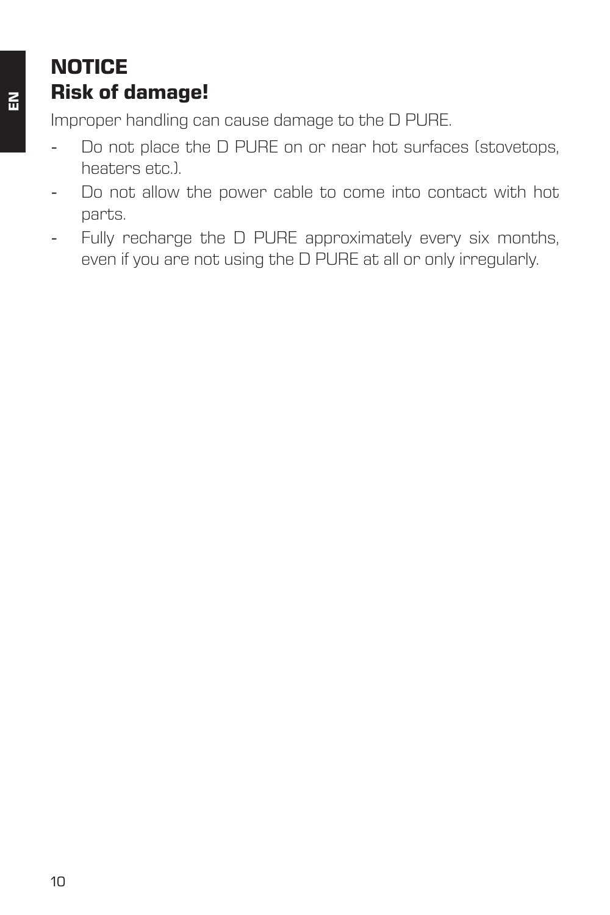## NOTICE
## Risk of damage!

Improper handling can cause damage to the D PURE.

- Do not place the D PURE on or near hot surfaces (stovetops, heaters etc.).
- Do not allow the power cable to come into contact with hot parts.
- Fully recharge the D PURE approximately every six months, even if you are not using the D PURE at all or only irregularly.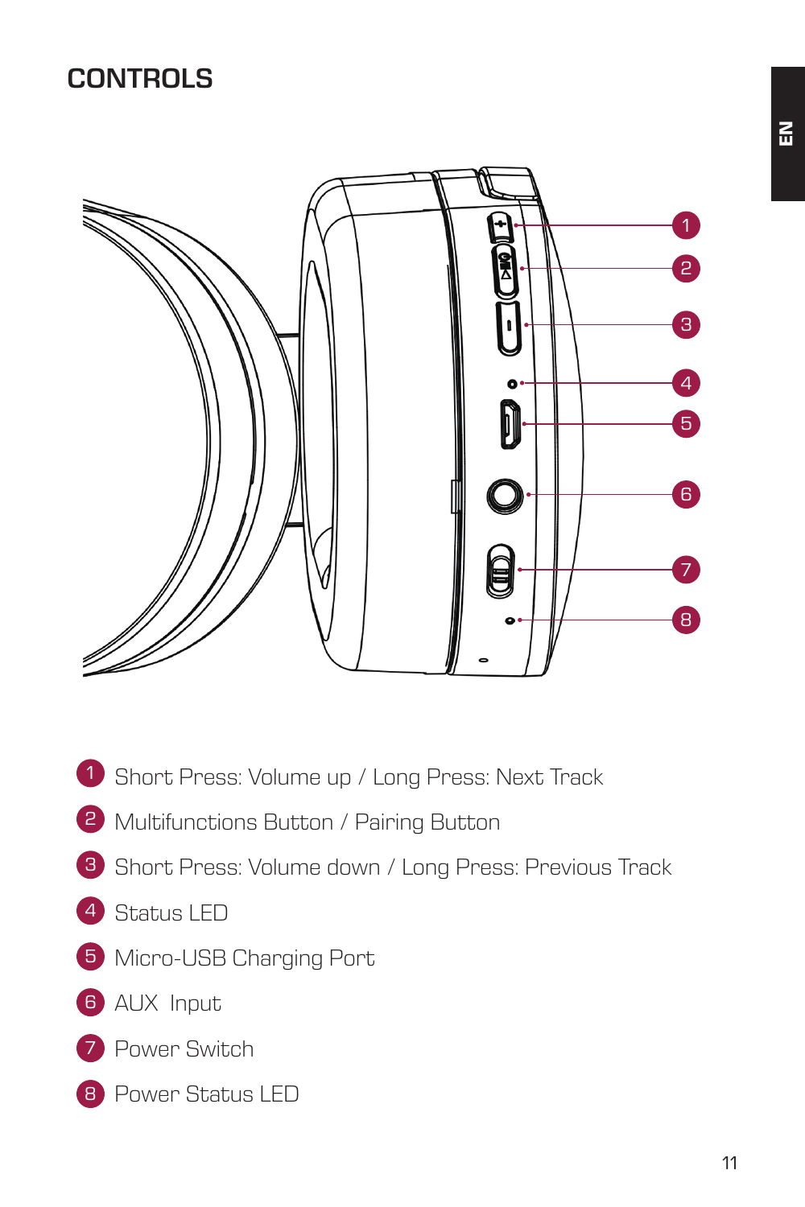## CONTROLS

1. Short Press: Volume up / Long Press: Next Track
2. Multifunctions Button / Pairing Button
3. Short Press: Volume down / Long Press: Previous Track
4. Status LED
5. Micro-USB Charging Port
6. AUX Input
7. Power Switch
8. Power Status LED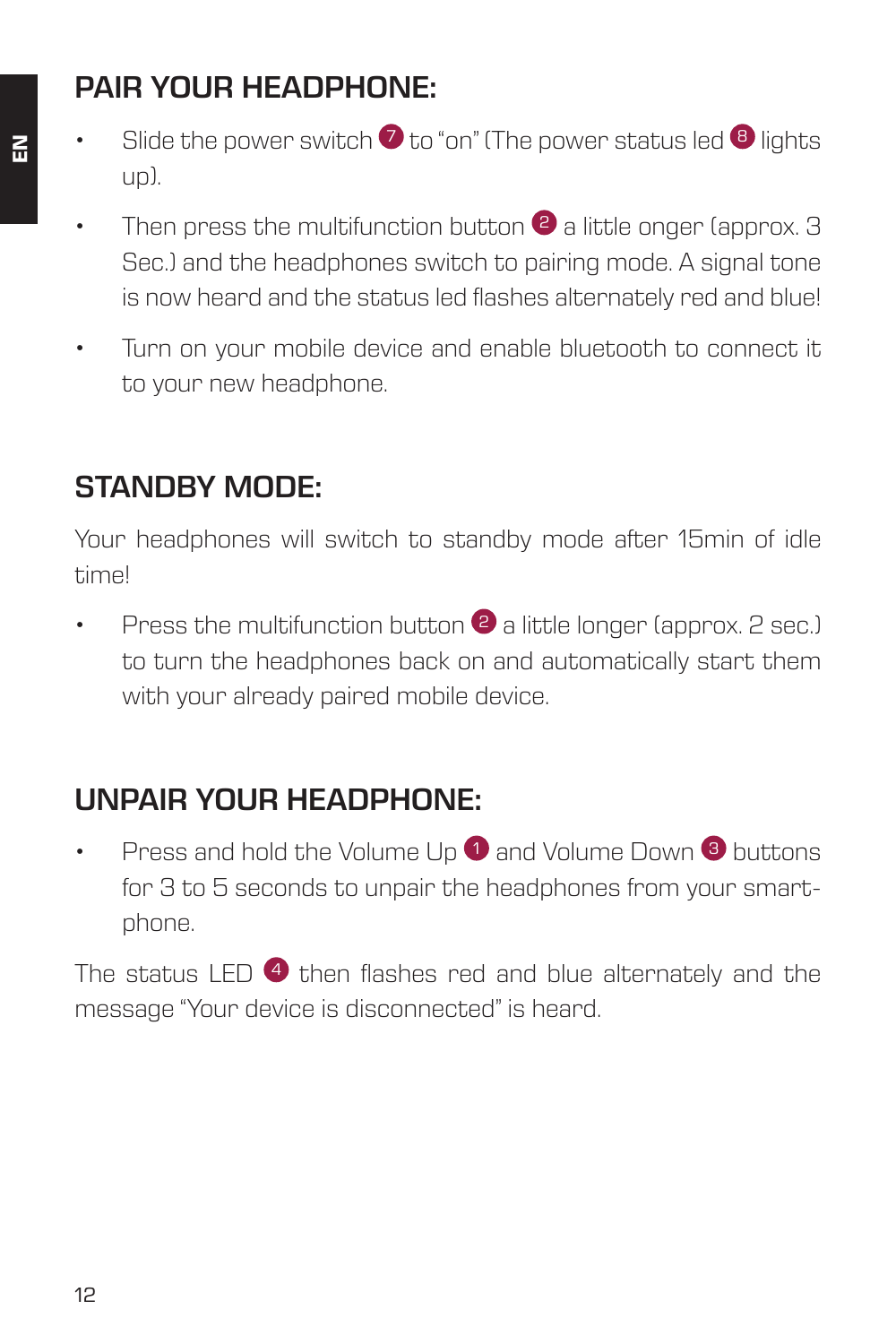## PAIR YOUR HEADPHONE:

- Slide the power switch 7 to "on" (The power status led 8 lights up).
- Then press the multifunction button 2 a little onger (approx. 3 Sec.) and the headphones switch to pairing mode. A signal tone is now heard and the status led flashes alternately red and blue!
- Turn on your mobile device and enable bluetooth to connect it to your new headphone.

## STANDBY MODE:

Your headphones will switch to standby mode after 15min of idle time!

- Press the multifunction button 2 a little longer (approx. 2 sec.) to turn the headphones back on and automatically start them with your already paired mobile device.

## UNPAIR YOUR HEADPHONE:

- Press and hold the Volume Up 1 and Volume Down 3 buttons for 3 to 5 seconds to unpair the headphones from your smart-phone.

The status LED 4 then flashes red and blue alternately and the message "Your device is disconnected" is heard.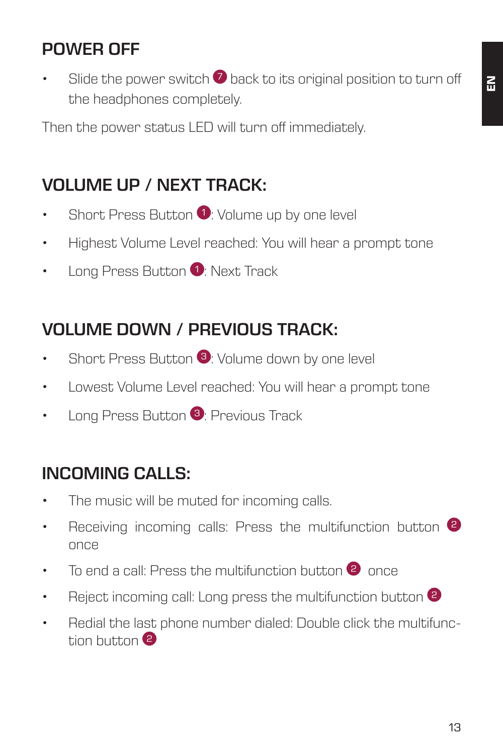## POWER OFF

- Slide the power switch 7 back to its original position to turn off the headphones completely.

Then the power status LED will turn off immediately.

## VOLUME UP / NEXT TRACK:

- Short Press Button 1: Volume up by one level
- Highest Volume Level reached: You will hear a prompt tone
- Long Press Button 1: Next Track

## VOLUME DOWN / PREVIOUS TRACK:

- Short Press Button 3: Volume down by one level
- Lowest Volume Level reached: You will hear a prompt tone
- Long Press Button 3: Previous Track

## INCOMING CALLS:

- The music will be muted for incoming calls.
- Receiving incoming calls: Press the multifunction button 2 once
- To end a call: Press the multifunction button 2 once
- Reject incoming call: Long press the multifunction button 2
- Redial the last phone number dialed: Double click the multifunction button 2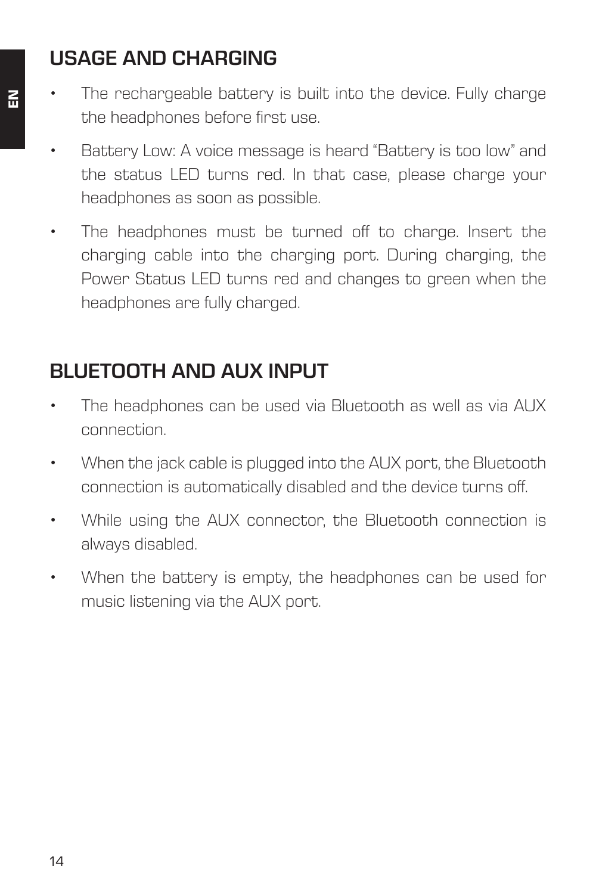## USAGE AND CHARGING

- The rechargeable battery is built into the device. Fully charge the headphones before first use.
- Battery Low: A voice message is heard "Battery is too low" and the status LED turns red. In that case, please charge your headphones as soon as possible.
- The headphones must be turned off to charge. Insert the charging cable into the charging port. During charging, the Power Status LED turns red and changes to green when the headphones are fully charged.

## BLUETOOTH AND AUX INPUT

- The headphones can be used via Bluetooth as well as via AUX connection.
- When the jack cable is plugged into the AUX port, the Bluetooth connection is automatically disabled and the device turns off.
- While using the AUX connector, the Bluetooth connection is always disabled.
- When the battery is empty, the headphones can be used for music listening via the AUX port.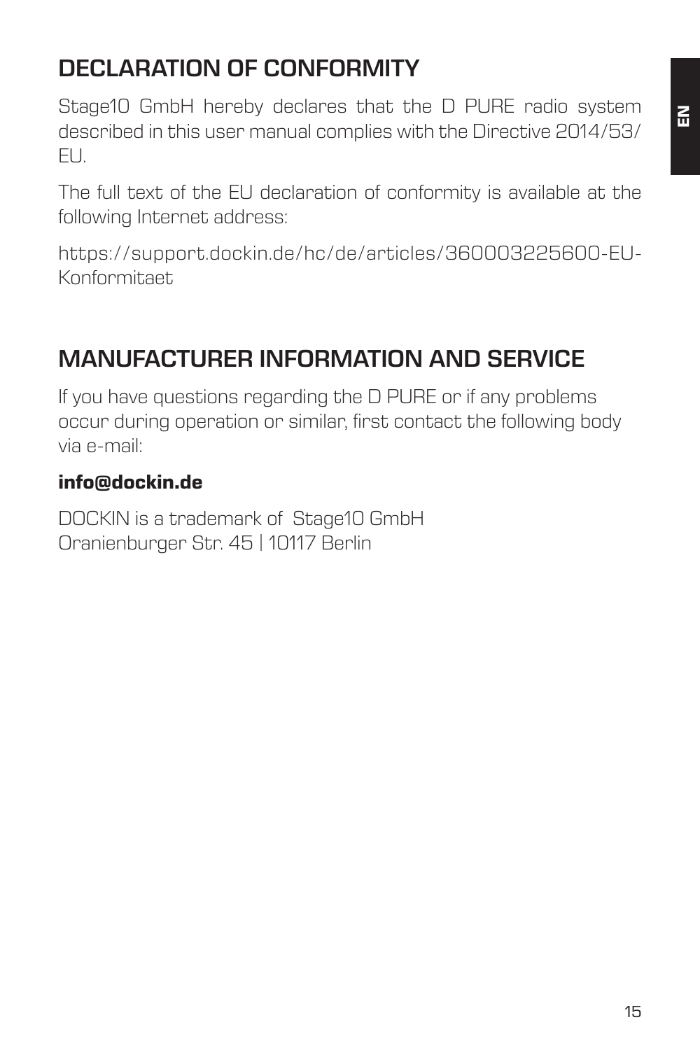## DECLARATION OF CONFORMITY

Stage10 GmbH hereby declares that the D PURE radio system described in this user manual complies with the Directive 2014/53/EU.

The full text of the EU declaration of conformity is available at the following Internet address:

https://support.dockin.de/hc/de/articles/360003225600-EU-Konformitaet

## MANUFACTURER INFORMATION AND SERVICE

If you have questions regarding the D PURE or if any problems occur during operation or similar, first contact the following body via e-mail:

**info@dockin.de**

DOCKIN is a trademark of  Stage10 GmbH
Oranienburger Str. 45 | 10117 Berlin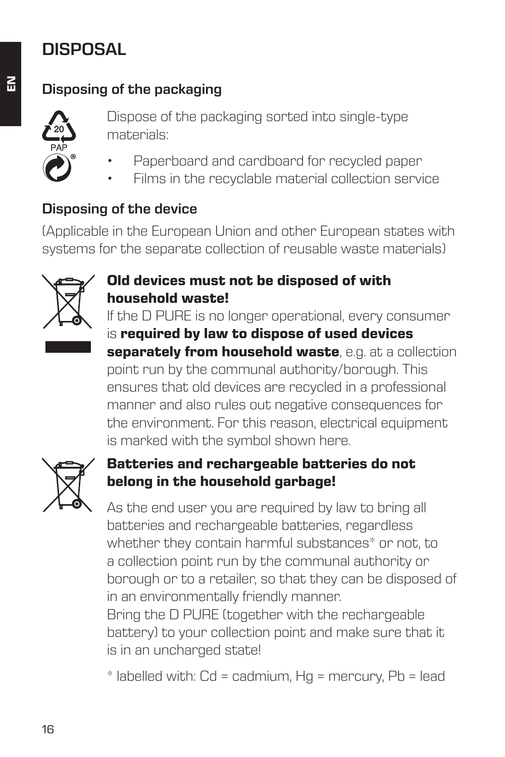# DISPOSAL

### Disposing of the packaging

Dispose of the packaging sorted into single-type materials:

- Paperboard and cardboard for recycled paper
- Films in the recyclable material collection service

### Disposing of the device

(Applicable in the European Union and other European states with systems for the separate collection of reusable waste materials)

**Old devices must not be disposed of with household waste!**
If the D PURE is no longer operational, every consumer is **required by law to dispose of used devices separately from household waste**, e.g. at a collection point run by the communal authority/borough. This ensures that old devices are recycled in a professional manner and also rules out negative consequences for the environment. For this reason, electrical equipment is marked with the symbol shown here.

**Batteries and rechargeable batteries do not belong in the household garbage!**

As the end user you are required by law to bring all batteries and rechargeable batteries, regardless whether they contain harmful substances* or not, to a collection point run by the communal authority or borough or to a retailer, so that they can be disposed of in an environmentally friendly manner.
Bring the D PURE (together with the rechargeable battery) to your collection point and make sure that it is in an uncharged state!

* labelled with: Cd = cadmium, Hg = mercury, Pb = lead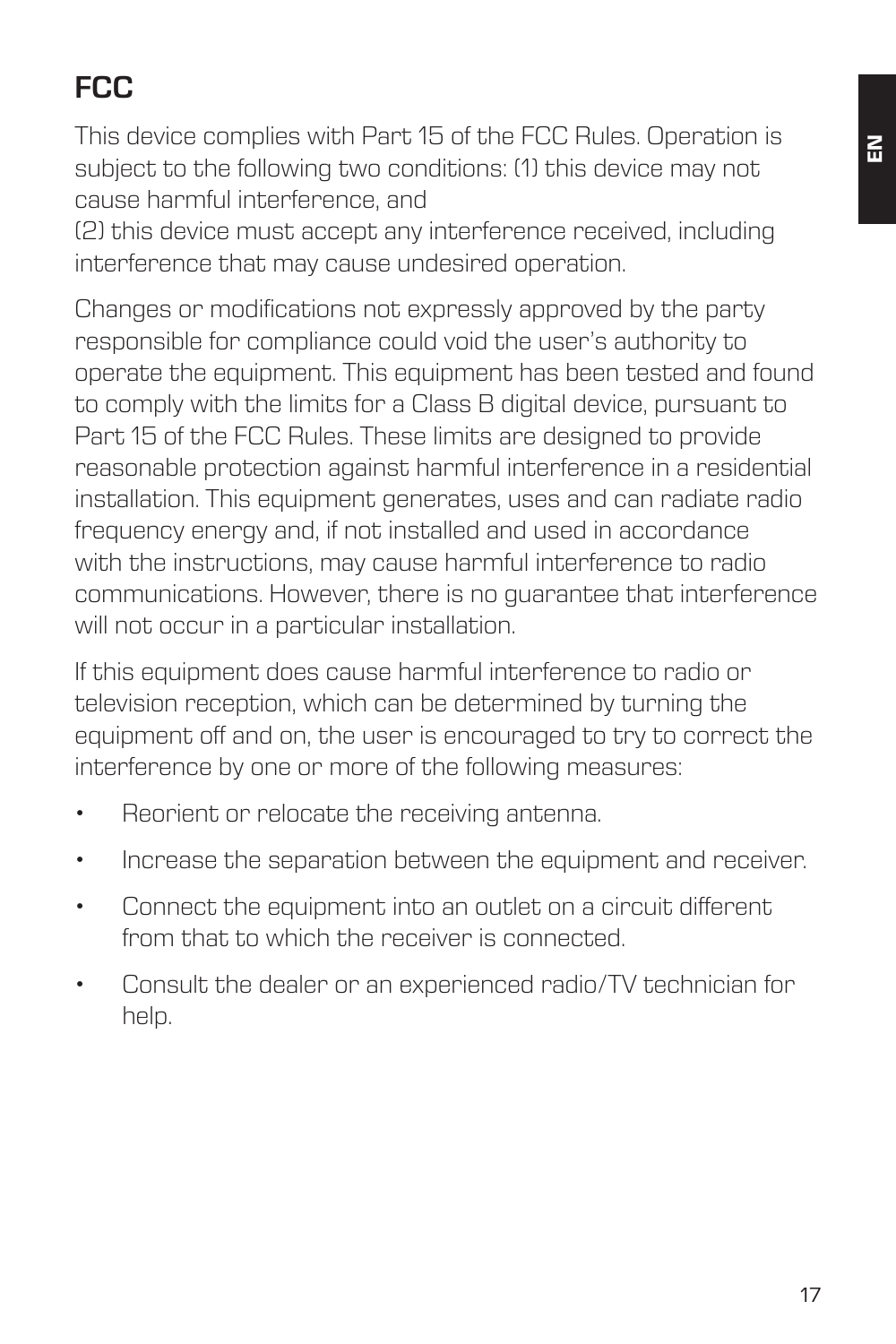## FCC

This device complies with Part 15 of the FCC Rules. Operation is subject to the following two conditions: (1) this device may not cause harmful interference, and
(2) this device must accept any interference received, including interference that may cause undesired operation.

Changes or modifications not expressly approved by the party responsible for compliance could void the user's authority to operate the equipment. This equipment has been tested and found to comply with the limits for a Class B digital device, pursuant to Part 15 of the FCC Rules. These limits are designed to provide reasonable protection against harmful interference in a residential installation. This equipment generates, uses and can radiate radio frequency energy and, if not installed and used in accordance with the instructions, may cause harmful interference to radio communications. However, there is no guarantee that interference will not occur in a particular installation.

If this equipment does cause harmful interference to radio or television reception, which can be determined by turning the equipment off and on, the user is encouraged to try to correct the interference by one or more of the following measures:

- Reorient or relocate the receiving antenna.
- Increase the separation between the equipment and receiver.
- Connect the equipment into an outlet on a circuit different from that to which the receiver is connected.
- Consult the dealer or an experienced radio/TV technician for help.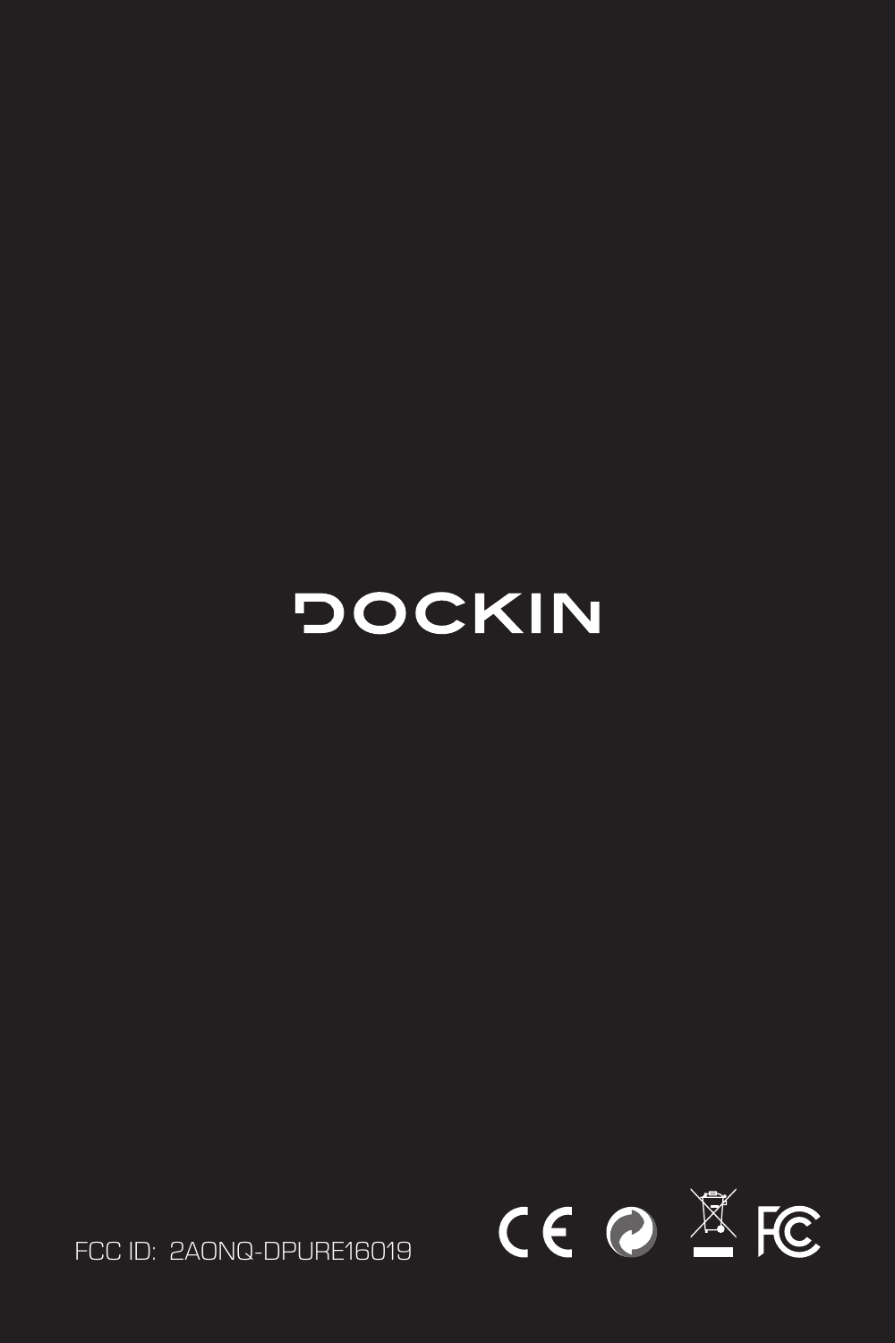DOCKIN

FCC ID: 2AONQ-DPURE16019